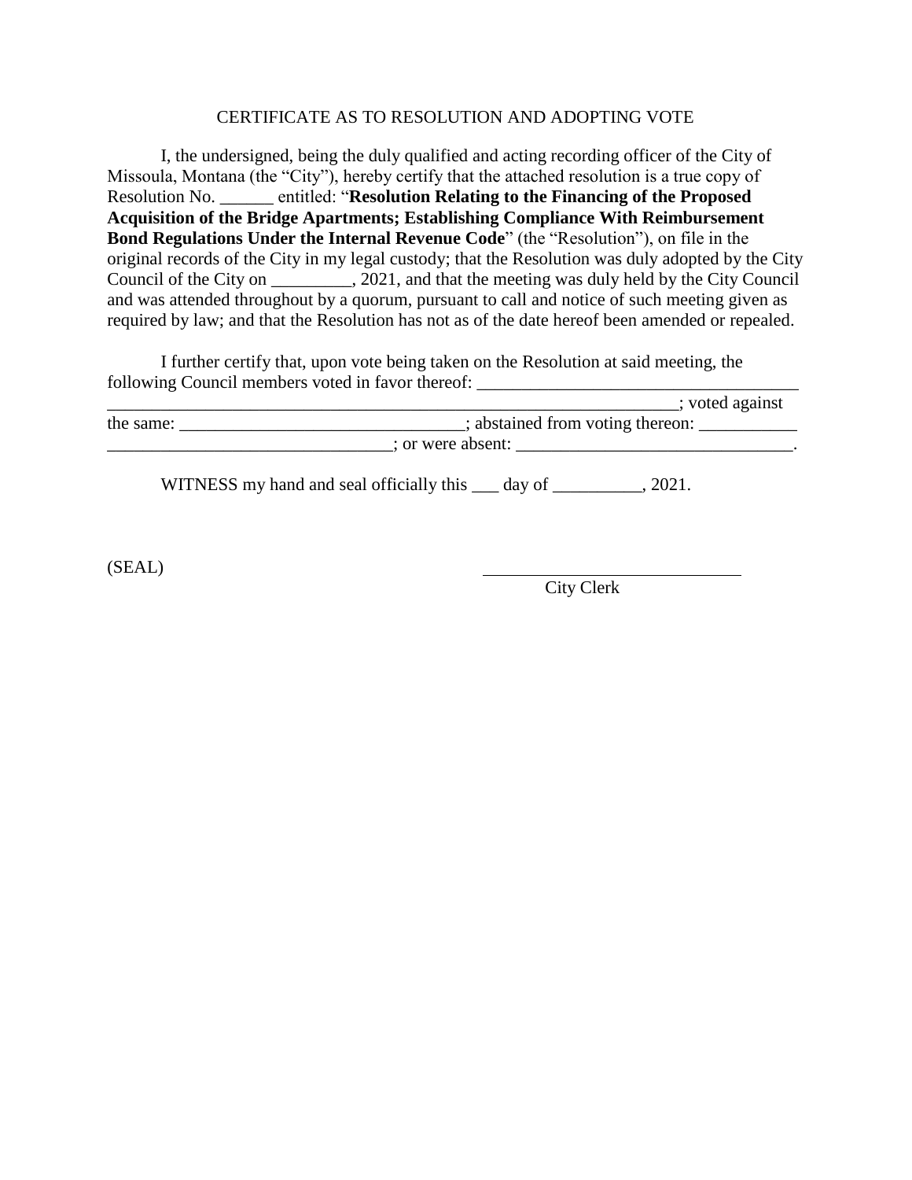CERTIFICATE AS TO RESOLUTION AND ADOPTING VOTE

I, the undersigned, being the duly qualified and acting recording officer of the City of Missoula, Montana (the "City"), hereby certify that the attached resolution is a true copy of Resolution No. ______ entitled: "**Resolution Relating to the Financing of the Proposed Acquisition of the Bridge Apartments; Establishing Compliance With Reimbursement Bond Regulations Under the Internal Revenue Code**" (the "Resolution"), on file in the original records of the City in my legal custody; that the Resolution was duly adopted by the City Council of the City on _________, 2021, and that the meeting was duly held by the City Council and was attended throughout by a quorum, pursuant to call and notice of such meeting given as required by law; and that the Resolution has not as of the date hereof been amended or repealed.

I further certify that, upon vote being taken on the Resolution at said meeting, the following Council members voted in favor thereof: ____________________________________ _________________________________________________________________; voted against the same: ________________________________; abstained from voting thereon: ___________ ________________________________; or were absent: _______________________________.

WITNESS my hand and seal officially this ___ day of __________, 2021.

(SEAL)

_____________________________
City Clerk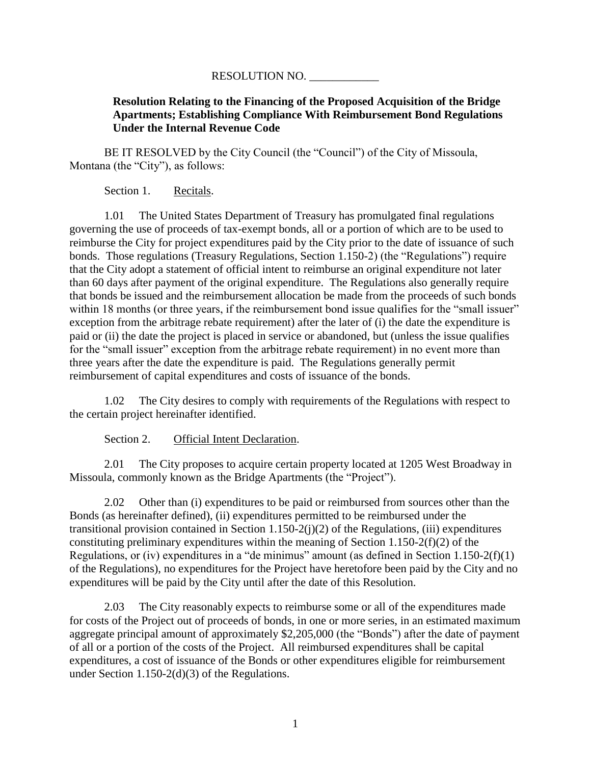RESOLUTION NO. ____________

**Resolution Relating to the Financing of the Proposed Acquisition of the Bridge Apartments; Establishing Compliance With Reimbursement Bond Regulations Under the Internal Revenue Code**

BE IT RESOLVED by the City Council (the "Council") of the City of Missoula, Montana (the "City"), as follows:

Section 1. Recitals.

1.01 The United States Department of Treasury has promulgated final regulations governing the use of proceeds of tax-exempt bonds, all or a portion of which are to be used to reimburse the City for project expenditures paid by the City prior to the date of issuance of such bonds. Those regulations (Treasury Regulations, Section 1.150-2) (the "Regulations") require that the City adopt a statement of official intent to reimburse an original expenditure not later than 60 days after payment of the original expenditure. The Regulations also generally require that bonds be issued and the reimbursement allocation be made from the proceeds of such bonds within 18 months (or three years, if the reimbursement bond issue qualifies for the "small issuer" exception from the arbitrage rebate requirement) after the later of (i) the date the expenditure is paid or (ii) the date the project is placed in service or abandoned, but (unless the issue qualifies for the "small issuer" exception from the arbitrage rebate requirement) in no event more than three years after the date the expenditure is paid. The Regulations generally permit reimbursement of capital expenditures and costs of issuance of the bonds.

1.02 The City desires to comply with requirements of the Regulations with respect to the certain project hereinafter identified.

Section 2. Official Intent Declaration.

2.01 The City proposes to acquire certain property located at 1205 West Broadway in Missoula, commonly known as the Bridge Apartments (the "Project").

2.02 Other than (i) expenditures to be paid or reimbursed from sources other than the Bonds (as hereinafter defined), (ii) expenditures permitted to be reimbursed under the transitional provision contained in Section 1.150-2(j)(2) of the Regulations, (iii) expenditures constituting preliminary expenditures within the meaning of Section 1.150-2(f)(2) of the Regulations, or (iv) expenditures in a "de minimus" amount (as defined in Section 1.150-2(f)(1) of the Regulations), no expenditures for the Project have heretofore been paid by the City and no expenditures will be paid by the City until after the date of this Resolution.

2.03 The City reasonably expects to reimburse some or all of the expenditures made for costs of the Project out of proceeds of bonds, in one or more series, in an estimated maximum aggregate principal amount of approximately $2,205,000 (the "Bonds") after the date of payment of all or a portion of the costs of the Project. All reimbursed expenditures shall be capital expenditures, a cost of issuance of the Bonds or other expenditures eligible for reimbursement under Section 1.150-2(d)(3) of the Regulations.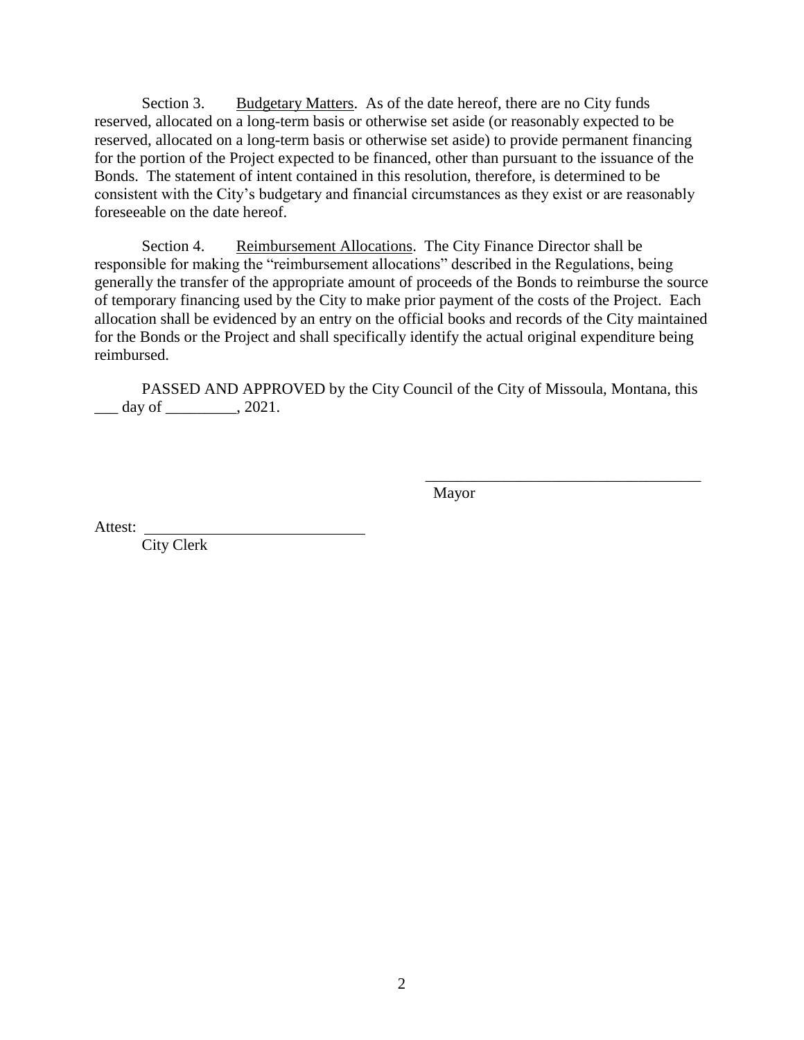Section 3. Budgetary Matters. As of the date hereof, there are no City funds reserved, allocated on a long-term basis or otherwise set aside (or reasonably expected to be reserved, allocated on a long-term basis or otherwise set aside) to provide permanent financing for the portion of the Project expected to be financed, other than pursuant to the issuance of the Bonds. The statement of intent contained in this resolution, therefore, is determined to be consistent with the City's budgetary and financial circumstances as they exist or are reasonably foreseeable on the date hereof.

Section 4. Reimbursement Allocations. The City Finance Director shall be responsible for making the "reimbursement allocations" described in the Regulations, being generally the transfer of the appropriate amount of proceeds of the Bonds to reimburse the source of temporary financing used by the City to make prior payment of the costs of the Project. Each allocation shall be evidenced by an entry on the official books and records of the City maintained for the Bonds or the Project and shall specifically identify the actual original expenditure being reimbursed.

PASSED AND APPROVED by the City Council of the City of Missoula, Montana, this ___ day of _________, 2021.

\_\_\_\_\_\_\_\_\_\_\_\_\_\_\_\_\_\_\_\_\_\_\_\_\_\_\_\_\_\_\_\_\_\_\_\_
Mayor

Attest: \_\_\_\_\_\_\_\_\_\_\_\_\_\_\_\_\_\_\_\_\_\_\_\_\_\_\_\_
City Clerk